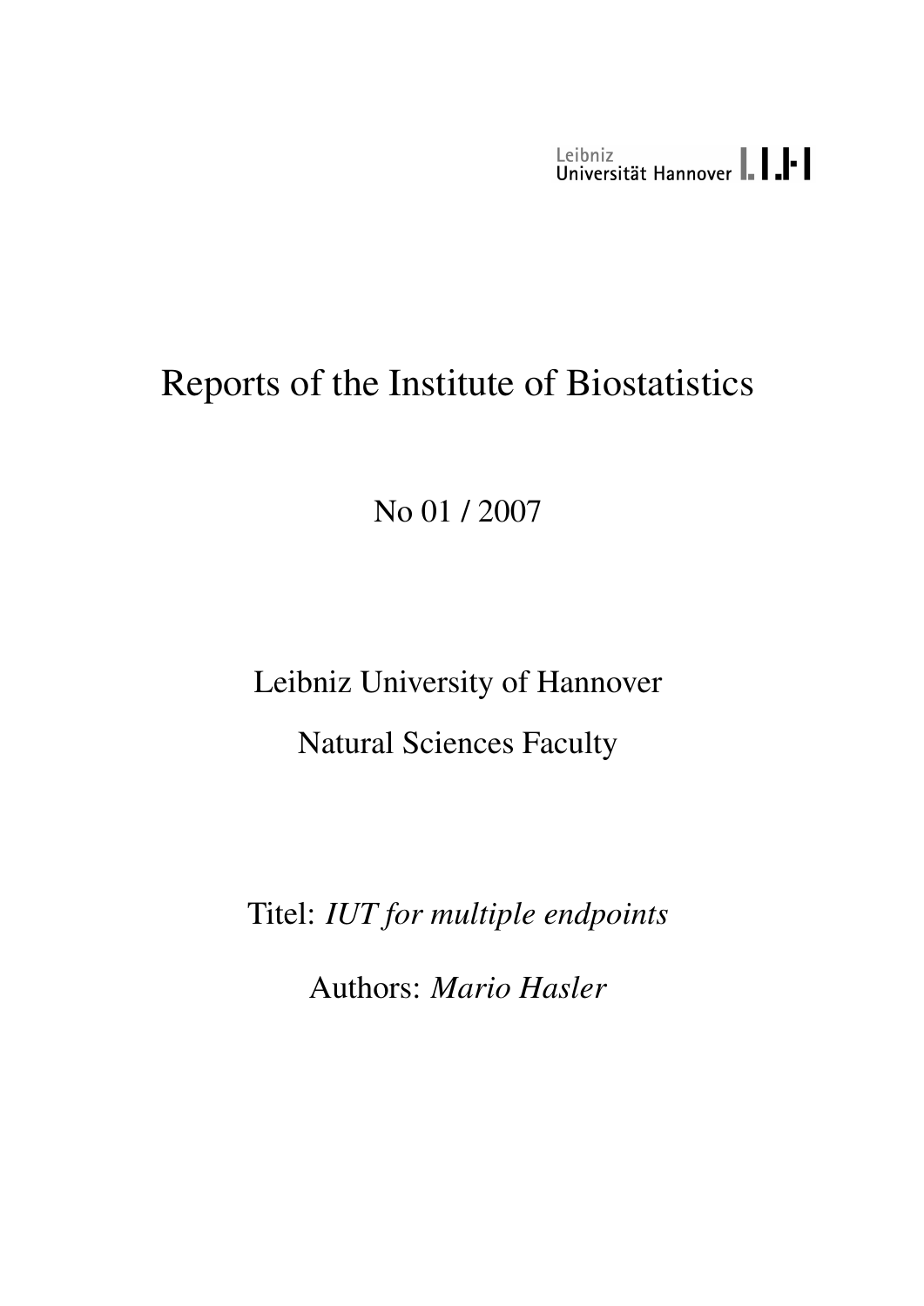Leibniz
Universität Hannover

# Reports of the Institute of Biostatistics

No 01 / 2007

Leibniz University of Hannover

Natural Sciences Faculty

Titel: *IUT for multiple endpoints*

Authors: *Mario Hasler*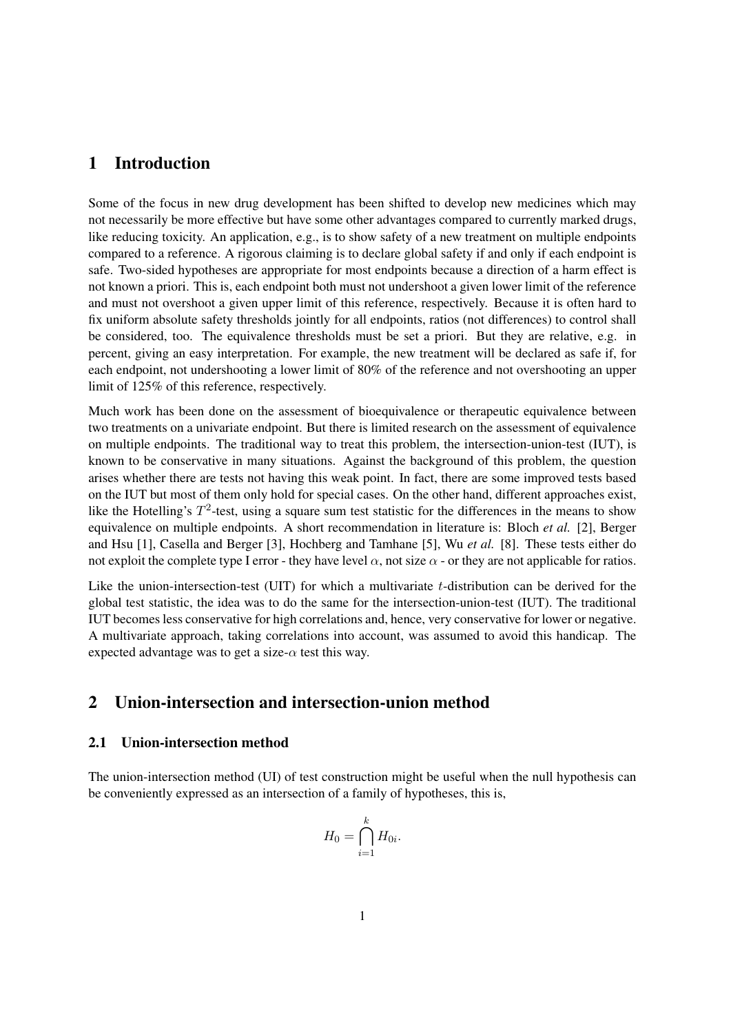# 1 Introduction

Some of the focus in new drug development has been shifted to develop new medicines which may not necessarily be more effective but have some other advantages compared to currently marked drugs, like reducing toxicity. An application, e.g., is to show safety of a new treatment on multiple endpoints compared to a reference. A rigorous claiming is to declare global safety if and only if each endpoint is safe. Two-sided hypotheses are appropriate for most endpoints because a direction of a harm effect is not known a priori. This is, each endpoint both must not undershoot a given lower limit of the reference and must not overshoot a given upper limit of this reference, respectively. Because it is often hard to fix uniform absolute safety thresholds jointly for all endpoints, ratios (not differences) to control shall be considered, too. The equivalence thresholds must be set a priori. But they are relative, e.g. in percent, giving an easy interpretation. For example, the new treatment will be declared as safe if, for each endpoint, not undershooting a lower limit of 80% of the reference and not overshooting an upper limit of 125% of this reference, respectively.

Much work has been done on the assessment of bioequivalence or therapeutic equivalence between two treatments on a univariate endpoint. But there is limited research on the assessment of equivalence on multiple endpoints. The traditional way to treat this problem, the intersection-union-test (IUT), is known to be conservative in many situations. Against the background of this problem, the question arises whether there are tests not having this weak point. In fact, there are some improved tests based on the IUT but most of them only hold for special cases. On the other hand, different approaches exist, like the Hotelling's $T^2$-test, using a square sum test statistic for the differences in the means to show equivalence on multiple endpoints. A short recommendation in literature is: Bloch *et al.* [2], Berger and Hsu [1], Casella and Berger [3], Hochberg and Tamhane [5], Wu *et al.* [8]. These tests either do not exploit the complete type I error - they have level $\alpha$, not size $\alpha$ - or they are not applicable for ratios.

Like the union-intersection-test (UIT) for which a multivariate $t$-distribution can be derived for the global test statistic, the idea was to do the same for the intersection-union-test (IUT). The traditional IUT becomes less conservative for high correlations and, hence, very conservative for lower or negative. A multivariate approach, taking correlations into account, was assumed to avoid this handicap. The expected advantage was to get a size-$\alpha$ test this way.

# 2 Union-intersection and intersection-union method

## 2.1 Union-intersection method

The union-intersection method (UI) of test construction might be useful when the null hypothesis can be conveniently expressed as an intersection of a family of hypotheses, this is,

$$H_0 = \bigcap_{i=1}^{k} H_{0i}.$$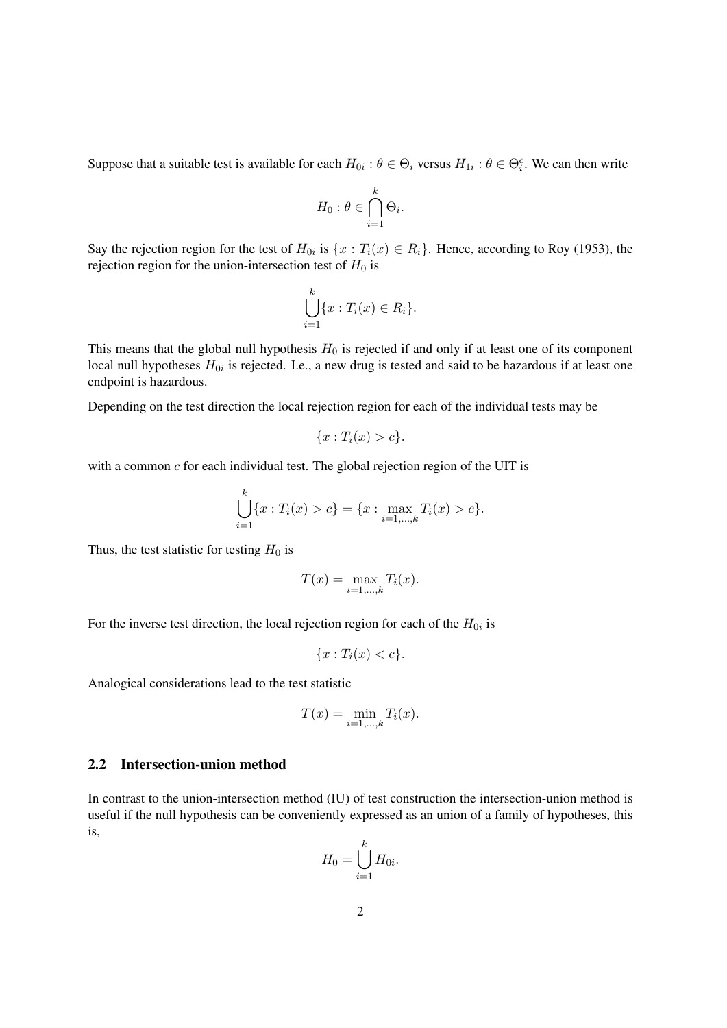Suppose that a suitable test is available for each $H_{0i} : \theta \in \Theta_i$ versus $H_{1i} : \theta \in \Theta_i^c$. We can then write

$$H_0 : \theta \in \bigcap_{i=1}^{k} \Theta_i.$$

Say the rejection region for the test of $H_{0i}$ is $\{x : T_i(x) \in R_i\}$. Hence, according to Roy (1953), the rejection region for the union-intersection test of $H_0$ is

$$\bigcup_{i=1}^{k} \{x : T_i(x) \in R_i\}.$$

This means that the global null hypothesis $H_0$ is rejected if and only if at least one of its component local null hypotheses $H_{0i}$ is rejected. I.e., a new drug is tested and said to be hazardous if at least one endpoint is hazardous.

Depending on the test direction the local rejection region for each of the individual tests may be

$$\{x : T_i(x) > c\}.$$

with a common $c$ for each individual test. The global rejection region of the UIT is

$$\bigcup_{i=1}^{k} \{x : T_i(x) > c\} = \{x : \max_{i=1,\ldots,k} T_i(x) > c\}.$$

Thus, the test statistic for testing $H_0$ is

$$T(x) = \max_{i=1,\ldots,k} T_i(x).$$

For the inverse test direction, the local rejection region for each of the $H_{0i}$ is

$$\{x : T_i(x) < c\}.$$

Analogical considerations lead to the test statistic

$$T(x) = \min_{i=1,\ldots,k} T_i(x).$$

## 2.2 Intersection-union method

In contrast to the union-intersection method (IU) of test construction the intersection-union method is useful if the null hypothesis can be conveniently expressed as an union of a family of hypotheses, this is,

$$H_0 = \bigcup_{i=1}^{k} H_{0i}.$$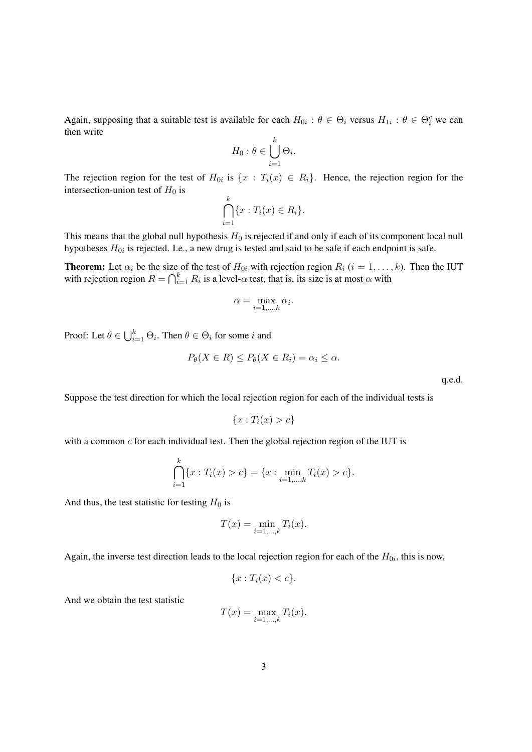Again, supposing that a suitable test is available for each $H_{0i} : \theta \in \Theta_i$ versus $H_{1i} : \theta \in \Theta_i^c$ we can then write

$$H_0 : \theta \in \bigcup_{i=1}^{k} \Theta_i.$$

The rejection region for the test of $H_{0i}$ is $\{x : T_i(x) \in R_i\}$. Hence, the rejection region for the intersection-union test of $H_0$ is

$$\bigcap_{i=1}^{k} \{x : T_i(x) \in R_i\}.$$

This means that the global null hypothesis $H_0$ is rejected if and only if each of its component local null hypotheses $H_{0i}$ is rejected. I.e., a new drug is tested and said to be safe if each endpoint is safe.

**Theorem:** Let $\alpha_i$ be the size of the test of $H_{0i}$ with rejection region $R_i$ ($i = 1, \ldots, k$). Then the IUT with rejection region $R = \bigcap_{i=1}^{k} R_i$ is a level-$\alpha$ test, that is, its size is at most $\alpha$ with

$$\alpha = \max_{i=1,\ldots,k} \alpha_i.$$

Proof: Let $\theta \in \bigcup_{i=1}^{k} \Theta_i$. Then $\theta \in \Theta_i$ for some $i$ and

$$P_\theta(X \in R) \leq P_\theta(X \in R_i) = \alpha_i \leq \alpha.$$

q.e.d.

Suppose the test direction for which the local rejection region for each of the individual tests is

$$\{x : T_i(x) > c\}$$

with a common $c$ for each individual test. Then the global rejection region of the IUT is

$$\bigcap_{i=1}^{k} \{x : T_i(x) > c\} = \{x : \min_{i=1,\ldots,k} T_i(x) > c\}.$$

And thus, the test statistic for testing $H_0$ is

$$T(x) = \min_{i=1,\ldots,k} T_i(x).$$

Again, the inverse test direction leads to the local rejection region for each of the $H_{0i}$, this is now,

$$\{x : T_i(x) < c\}.$$

And we obtain the test statistic

$$T(x) = \max_{i=1,\ldots,k} T_i(x).$$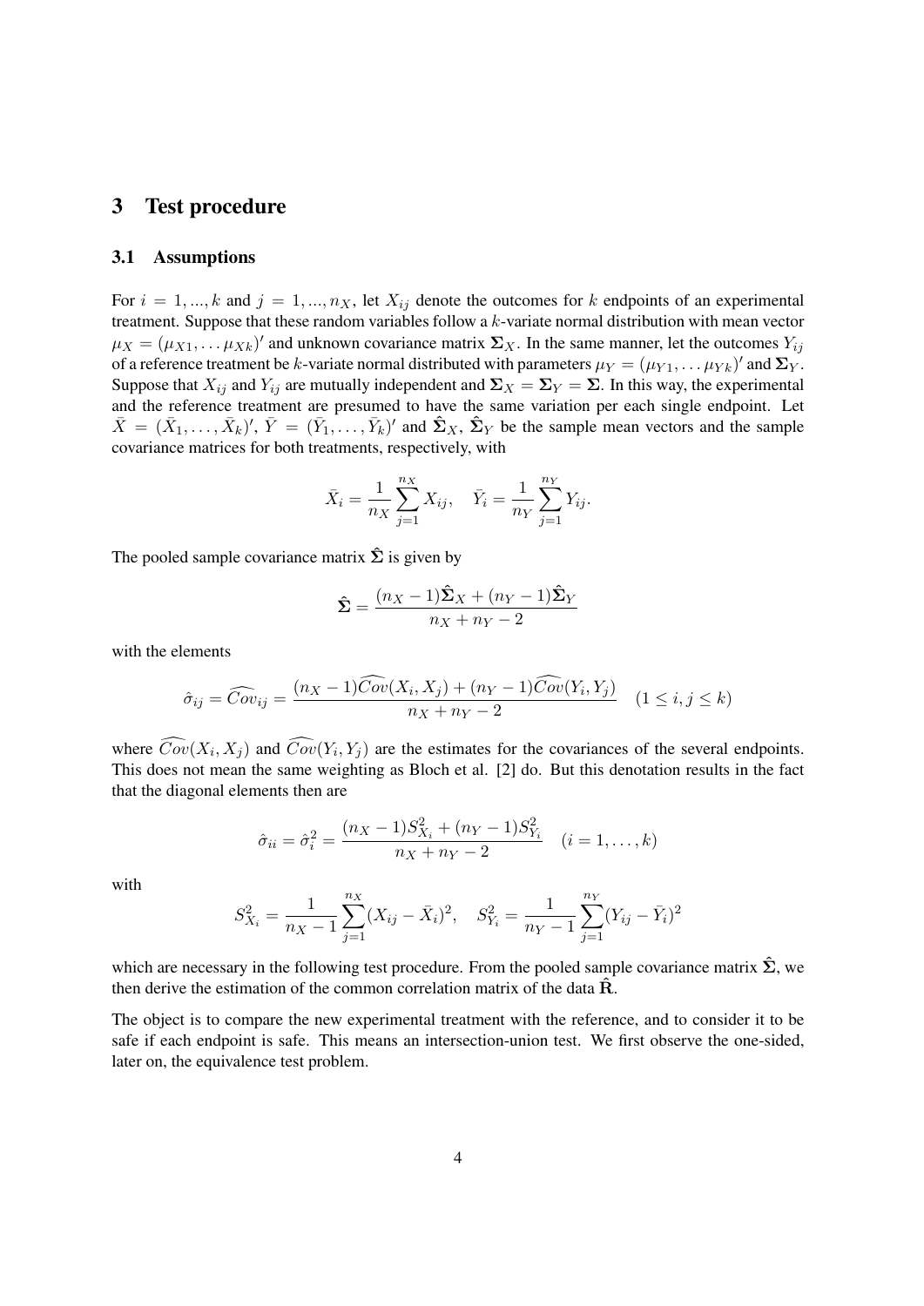## 3 Test procedure

### 3.1 Assumptions

For $i = 1, ..., k$ and $j = 1, ..., n_X$, let $X_{ij}$ denote the outcomes for $k$ endpoints of an experimental treatment. Suppose that these random variables follow a $k$-variate normal distribution with mean vector $\mu_X = (\mu_{X1}, \dots \mu_{Xk})'$ and unknown covariance matrix $\mathbf{\Sigma}_X$. In the same manner, let the outcomes $Y_{ij}$ of a reference treatment be $k$-variate normal distributed with parameters $\mu_Y = (\mu_{Y1}, \dots \mu_{Yk})'$ and $\mathbf{\Sigma}_Y$. Suppose that $X_{ij}$ and $Y_{ij}$ are mutually independent and $\mathbf{\Sigma}_X = \mathbf{\Sigma}_Y = \mathbf{\Sigma}$. In this way, the experimental and the reference treatment are presumed to have the same variation per each single endpoint. Let $\bar{X} = (\bar{X}_1, \dots, \bar{X}_k)'$, $\bar{Y} = (\bar{Y}_1, \dots, \bar{Y}_k)'$ and $\hat{\mathbf{\Sigma}}_X$, $\hat{\mathbf{\Sigma}}_Y$ be the sample mean vectors and the sample covariance matrices for both treatments, respectively, with

$$\bar{X}_i = \frac{1}{n_X} \sum_{j=1}^{n_X} X_{ij}, \quad \bar{Y}_i = \frac{1}{n_Y} \sum_{j=1}^{n_Y} Y_{ij}.$$

The pooled sample covariance matrix $\hat{\mathbf{\Sigma}}$ is given by

$$\hat{\mathbf{\Sigma}} = \frac{(n_X - 1)\hat{\mathbf{\Sigma}}_X + (n_Y - 1)\hat{\mathbf{\Sigma}}_Y}{n_X + n_Y - 2}$$

with the elements

$$\hat{\sigma}_{ij} = \widehat{Cov}_{ij} = \frac{(n_X - 1)\widehat{Cov}(X_i, X_j) + (n_Y - 1)\widehat{Cov}(Y_i, Y_j)}{n_X + n_Y - 2} \quad (1 \le i, j \le k)$$

where $\widehat{Cov}(X_i, X_j)$ and $\widehat{Cov}(Y_i, Y_j)$ are the estimates for the covariances of the several endpoints. This does not mean the same weighting as Bloch et al. [2] do. But this denotation results in the fact that the diagonal elements then are

$$\hat{\sigma}_{ii} = \hat{\sigma}_i^2 = \frac{(n_X - 1)S_{X_i}^2 + (n_Y - 1)S_{Y_i}^2}{n_X + n_Y - 2} \quad (i = 1, \dots, k)$$

with

$$S_{X_i}^2 = \frac{1}{n_X - 1} \sum_{j=1}^{n_X} (X_{ij} - \bar{X}_i)^2, \quad S_{Y_i}^2 = \frac{1}{n_Y - 1} \sum_{j=1}^{n_Y} (Y_{ij} - \bar{Y}_i)^2$$

which are necessary in the following test procedure. From the pooled sample covariance matrix $\hat{\mathbf{\Sigma}}$, we then derive the estimation of the common correlation matrix of the data $\hat{\mathbf{R}}$.

The object is to compare the new experimental treatment with the reference, and to consider it to be safe if each endpoint is safe. This means an intersection-union test. We first observe the one-sided, later on, the equivalence test problem.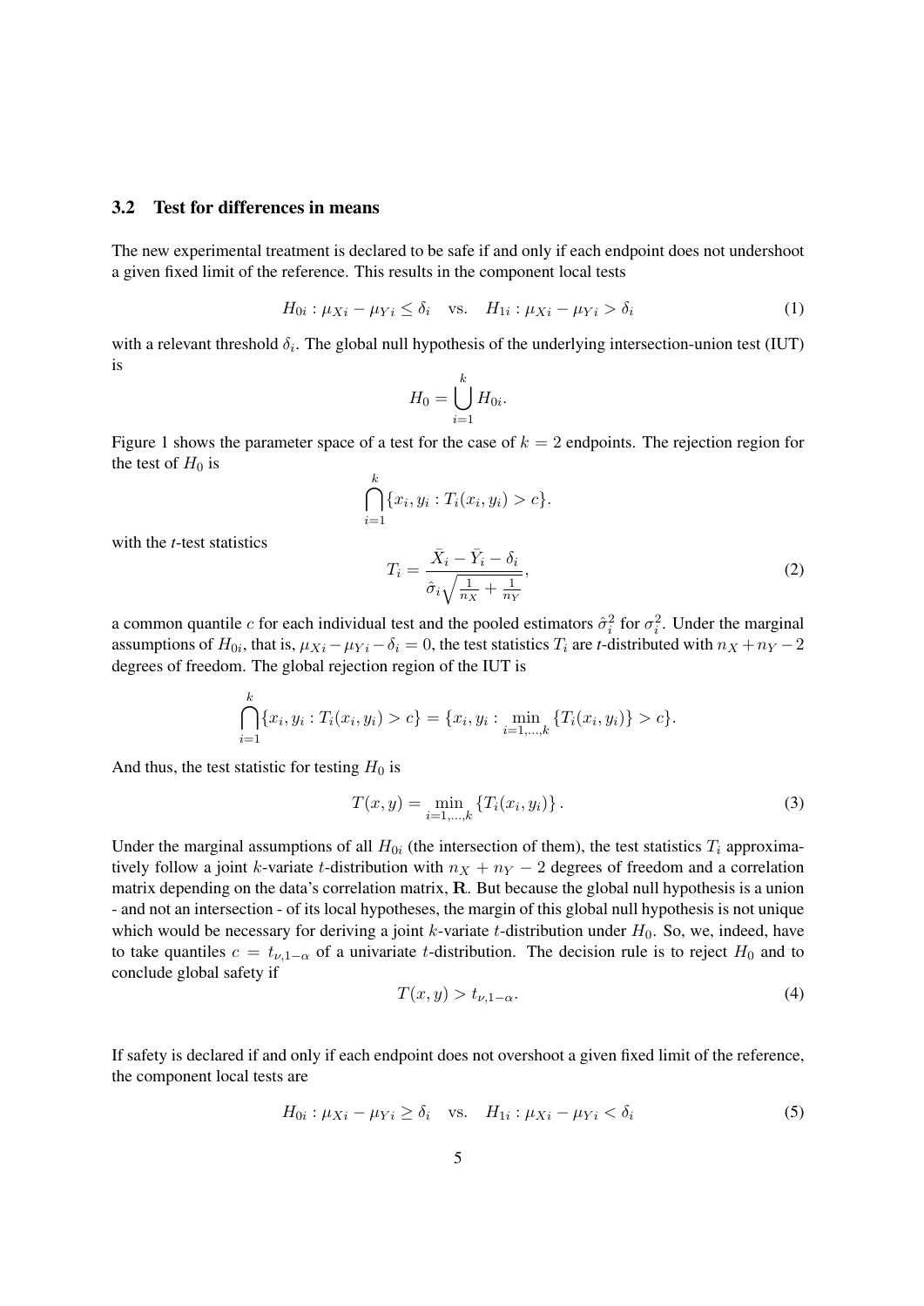### 3.2 Test for differences in means

The new experimental treatment is declared to be safe if and only if each endpoint does not undershoot a given fixed limit of the reference. This results in the component local tests

$$H_{0i} : \mu_{Xi} - \mu_{Yi} \leq \delta_i \quad \text{vs.} \quad H_{1i} : \mu_{Xi} - \mu_{Yi} > \delta_i \tag{1}$$

with a relevant threshold $\delta_i$. The global null hypothesis of the underlying intersection-union test (IUT) is

$$H_0 = \bigcup_{i=1}^{k} H_{0i}.$$

Figure 1 shows the parameter space of a test for the case of $k = 2$ endpoints. The rejection region for the test of $H_0$ is

$$\bigcap_{i=1}^{k} \{x_i, y_i : T_i(x_i, y_i) > c\}.$$

with the *t*-test statistics

$$T_i = \frac{\bar{X}_i - \bar{Y}_i - \delta_i}{\hat{\sigma}_i \sqrt{\frac{1}{n_X} + \frac{1}{n_Y}}}, \tag{2}$$

a common quantile $c$ for each individual test and the pooled estimators $\hat{\sigma}_i^2$ for $\sigma_i^2$. Under the marginal assumptions of $H_{0i}$, that is, $\mu_{Xi} - \mu_{Yi} - \delta_i = 0$, the test statistics $T_i$ are *t*-distributed with $n_X + n_Y - 2$ degrees of freedom. The global rejection region of the IUT is

$$\bigcap_{i=1}^{k} \{x_i, y_i : T_i(x_i, y_i) > c\} = \{x_i, y_i : \min_{i=1,\ldots,k} \{T_i(x_i, y_i)\} > c\}.$$

And thus, the test statistic for testing $H_0$ is

$$T(x, y) = \min_{i=1,\ldots,k} \{T_i(x_i, y_i)\}. \tag{3}$$

Under the marginal assumptions of all $H_{0i}$ (the intersection of them), the test statistics $T_i$ approximatively follow a joint $k$-variate $t$-distribution with $n_X + n_Y - 2$ degrees of freedom and a correlation matrix depending on the data's correlation matrix, $\mathbf{R}$. But because the global null hypothesis is a union - and not an intersection - of its local hypotheses, the margin of this global null hypothesis is not unique which would be necessary for deriving a joint $k$-variate $t$-distribution under $H_0$. So, we, indeed, have to take quantiles $c = t_{\nu,1-\alpha}$ of a univariate $t$-distribution. The decision rule is to reject $H_0$ and to conclude global safety if

$$T(x, y) > t_{\nu,1-\alpha}. \tag{4}$$

If safety is declared if and only if each endpoint does not overshoot a given fixed limit of the reference, the component local tests are

$$H_{0i} : \mu_{Xi} - \mu_{Yi} \geq \delta_i \quad \text{vs.} \quad H_{1i} : \mu_{Xi} - \mu_{Yi} < \delta_i \tag{5}$$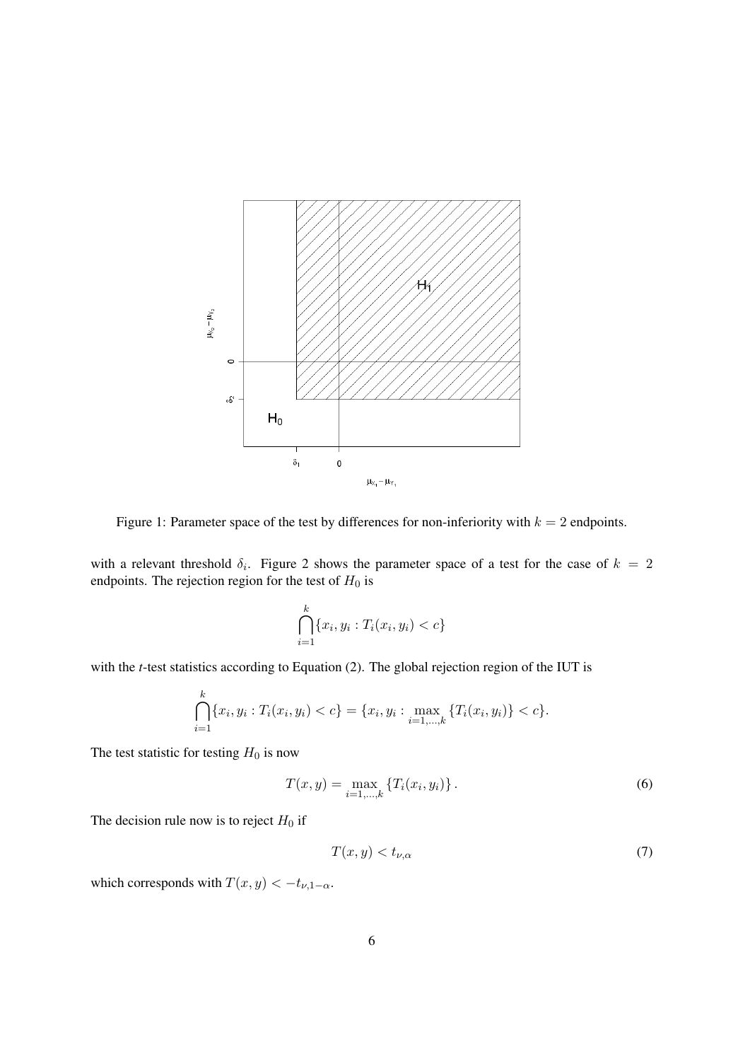H1

$\mu_{X_2} - \mu_{Y_2}$

0

$\delta_2$

H0

$\delta_1$ 0

$\mu_{X_1} - \mu_{Y_1}$

Figure 1: Parameter space of the test by differences for non-inferiority with $k = 2$ endpoints.

with a relevant threshold $\delta_i$. Figure 2 shows the parameter space of a test for the case of $k = 2$ endpoints. The rejection region for the test of $H_0$ is

$$\bigcap_{i=1}^{k} \{x_i, y_i : T_i(x_i, y_i) < c\}$$

with the *t*-test statistics according to Equation (2). The global rejection region of the IUT is

$$\bigcap_{i=1}^{k} \{x_i, y_i : T_i(x_i, y_i) < c\} = \{x_i, y_i : \max_{i=1,\ldots,k} \{T_i(x_i, y_i)\} < c\}.$$

The test statistic for testing $H_0$ is now

$$T(x, y) = \max_{i=1,\ldots,k} \{T_i(x_i, y_i)\}. \tag{6}$$

The decision rule now is to reject $H_0$ if

$$T(x, y) < t_{\nu,\alpha} \tag{7}$$

which corresponds with $T(x, y) < -t_{\nu,1-\alpha}$.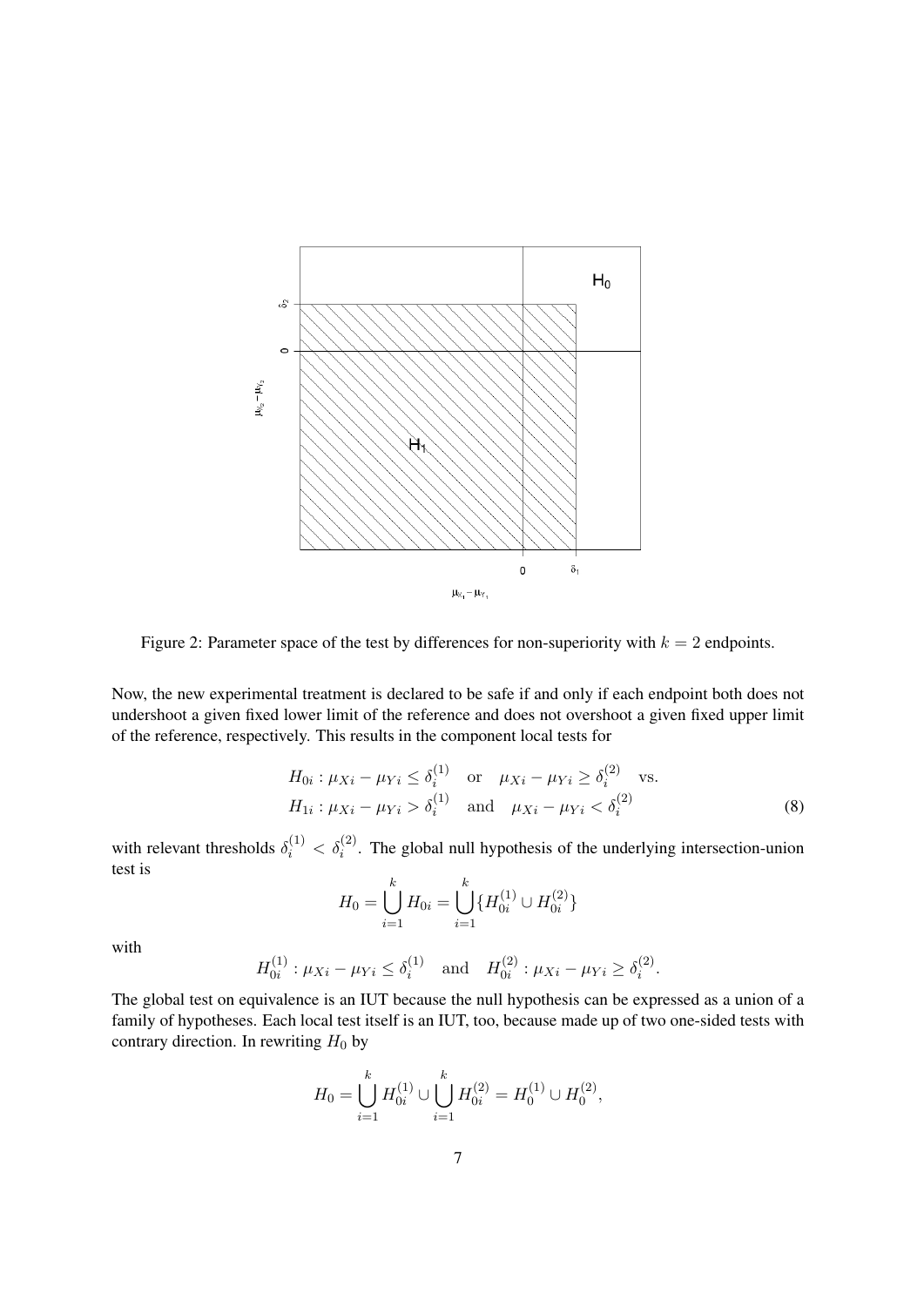H0

δ2

0

$\mu_{X_2} - \mu_{Y_2}$

H1

0 δ1

$\mu_{X_1} - \mu_{Y_1}$

Figure 2: Parameter space of the test by differences for non-superiority with $k = 2$ endpoints.

Now, the new experimental treatment is declared to be safe if and only if each endpoint both does not undershoot a given fixed lower limit of the reference and does not overshoot a given fixed upper limit of the reference, respectively. This results in the component local tests for

$$
\begin{aligned}
H_{0i} &: \mu_{Xi} - \mu_{Yi} \leq \delta_i^{(1)} \quad \text{or} \quad \mu_{Xi} - \mu_{Yi} \geq \delta_i^{(2)} \quad \text{vs.} \\
H_{1i} &: \mu_{Xi} - \mu_{Yi} > \delta_i^{(1)} \quad \text{and} \quad \mu_{Xi} - \mu_{Yi} < \delta_i^{(2)}
\end{aligned} \tag{8}
$$

with relevant thresholds $\delta_i^{(1)} < \delta_i^{(2)}$. The global null hypothesis of the underlying intersection-union test is

$$
H_0 = \bigcup_{i=1}^{k} H_{0i} = \bigcup_{i=1}^{k} \{H_{0i}^{(1)} \cup H_{0i}^{(2)}\}
$$

with

$$
H_{0i}^{(1)} : \mu_{Xi} - \mu_{Yi} \leq \delta_i^{(1)} \quad \text{and} \quad H_{0i}^{(2)} : \mu_{Xi} - \mu_{Yi} \geq \delta_i^{(2)}.
$$

The global test on equivalence is an IUT because the null hypothesis can be expressed as a union of a family of hypotheses. Each local test itself is an IUT, too, because made up of two one-sided tests with contrary direction. In rewriting $H_0$ by

$$
H_0 = \bigcup_{i=1}^{k} H_{0i}^{(1)} \cup \bigcup_{i=1}^{k} H_{0i}^{(2)} = H_0^{(1)} \cup H_0^{(2)},
$$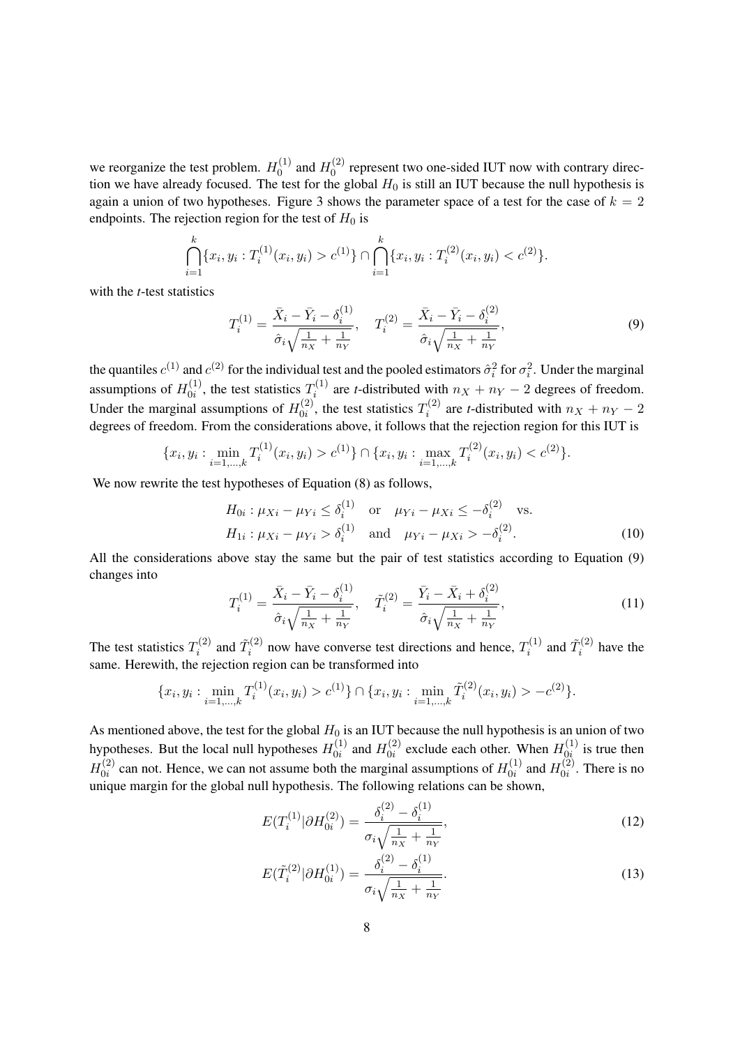we reorganize the test problem. $H_0^{(1)}$ and $H_0^{(2)}$ represent two one-sided IUT now with contrary direction we have already focused. The test for the global $H_0$ is still an IUT because the null hypothesis is again a union of two hypotheses. Figure 3 shows the parameter space of a test for the case of $k = 2$ endpoints. The rejection region for the test of $H_0$ is

$$\bigcap_{i=1}^{k}\{x_i, y_i : T_i^{(1)}(x_i, y_i) > c^{(1)}\} \cap \bigcap_{i=1}^{k}\{x_i, y_i : T_i^{(2)}(x_i, y_i) < c^{(2)}\}.$$

with the *t*-test statistics

$$T_i^{(1)} = \frac{\bar{X}_i - \bar{Y}_i - \delta_i^{(1)}}{\hat{\sigma}_i\sqrt{\frac{1}{n_X} + \frac{1}{n_Y}}}, \quad T_i^{(2)} = \frac{\bar{X}_i - \bar{Y}_i - \delta_i^{(2)}}{\hat{\sigma}_i\sqrt{\frac{1}{n_X} + \frac{1}{n_Y}}}, \tag{9}$$

the quantiles $c^{(1)}$ and $c^{(2)}$ for the individual test and the pooled estimators $\hat{\sigma}_i^2$ for $\sigma_i^2$. Under the marginal assumptions of $H_{0i}^{(1)}$, the test statistics $T_i^{(1)}$ are *t*-distributed with $n_X + n_Y - 2$ degrees of freedom. Under the marginal assumptions of $H_{0i}^{(2)}$, the test statistics $T_i^{(2)}$ are *t*-distributed with $n_X + n_Y - 2$ degrees of freedom. From the considerations above, it follows that the rejection region for this IUT is

$$\{x_i, y_i : \min_{i=1,\ldots,k} T_i^{(1)}(x_i, y_i) > c^{(1)}\} \cap \{x_i, y_i : \max_{i=1,\ldots,k} T_i^{(2)}(x_i, y_i) < c^{(2)}\}.$$

We now rewrite the test hypotheses of Equation (8) as follows,

$$\begin{aligned} H_{0i} &: \mu_{Xi} - \mu_{Yi} \leq \delta_i^{(1)} \quad \text{or} \quad \mu_{Yi} - \mu_{Xi} \leq -\delta_i^{(2)} \quad \text{vs.} \\ H_{1i} &: \mu_{Xi} - \mu_{Yi} > \delta_i^{(1)} \quad \text{and} \quad \mu_{Yi} - \mu_{Xi} > -\delta_i^{(2)}. \end{aligned} \tag{10}$$

All the considerations above stay the same but the pair of test statistics according to Equation (9) changes into

$$T_i^{(1)} = \frac{\bar{X}_i - \bar{Y}_i - \delta_i^{(1)}}{\hat{\sigma}_i\sqrt{\frac{1}{n_X} + \frac{1}{n_Y}}}, \quad \tilde{T}_i^{(2)} = \frac{\bar{Y}_i - \bar{X}_i + \delta_i^{(2)}}{\hat{\sigma}_i\sqrt{\frac{1}{n_X} + \frac{1}{n_Y}}}, \tag{11}$$

The test statistics $T_i^{(2)}$ and $\tilde{T}_i^{(2)}$ now have converse test directions and hence, $T_i^{(1)}$ and $\tilde{T}_i^{(2)}$ have the same. Herewith, the rejection region can be transformed into

$$\{x_i, y_i : \min_{i=1,\ldots,k} T_i^{(1)}(x_i, y_i) > c^{(1)}\} \cap \{x_i, y_i : \min_{i=1,\ldots,k} \tilde{T}_i^{(2)}(x_i, y_i) > -c^{(2)}\}.$$

As mentioned above, the test for the global $H_0$ is an IUT because the null hypothesis is an union of two hypotheses. But the local null hypotheses $H_{0i}^{(1)}$ and $H_{0i}^{(2)}$ exclude each other. When $H_{0i}^{(1)}$ is true then $H_{0i}^{(2)}$ can not. Hence, we can not assume both the marginal assumptions of $H_{0i}^{(1)}$ and $H_{0i}^{(2)}$. There is no unique margin for the global null hypothesis. The following relations can be shown,

$$E(T_i^{(1)} | \partial H_{0i}^{(2)}) = \frac{\delta_i^{(2)} - \delta_i^{(1)}}{\sigma_i\sqrt{\frac{1}{n_X} + \frac{1}{n_Y}}}, \tag{12}$$

$$E(\tilde{T}_i^{(2)} | \partial H_{0i}^{(1)}) = \frac{\delta_i^{(2)} - \delta_i^{(1)}}{\sigma_i\sqrt{\frac{1}{n_X} + \frac{1}{n_Y}}}. \tag{13}$$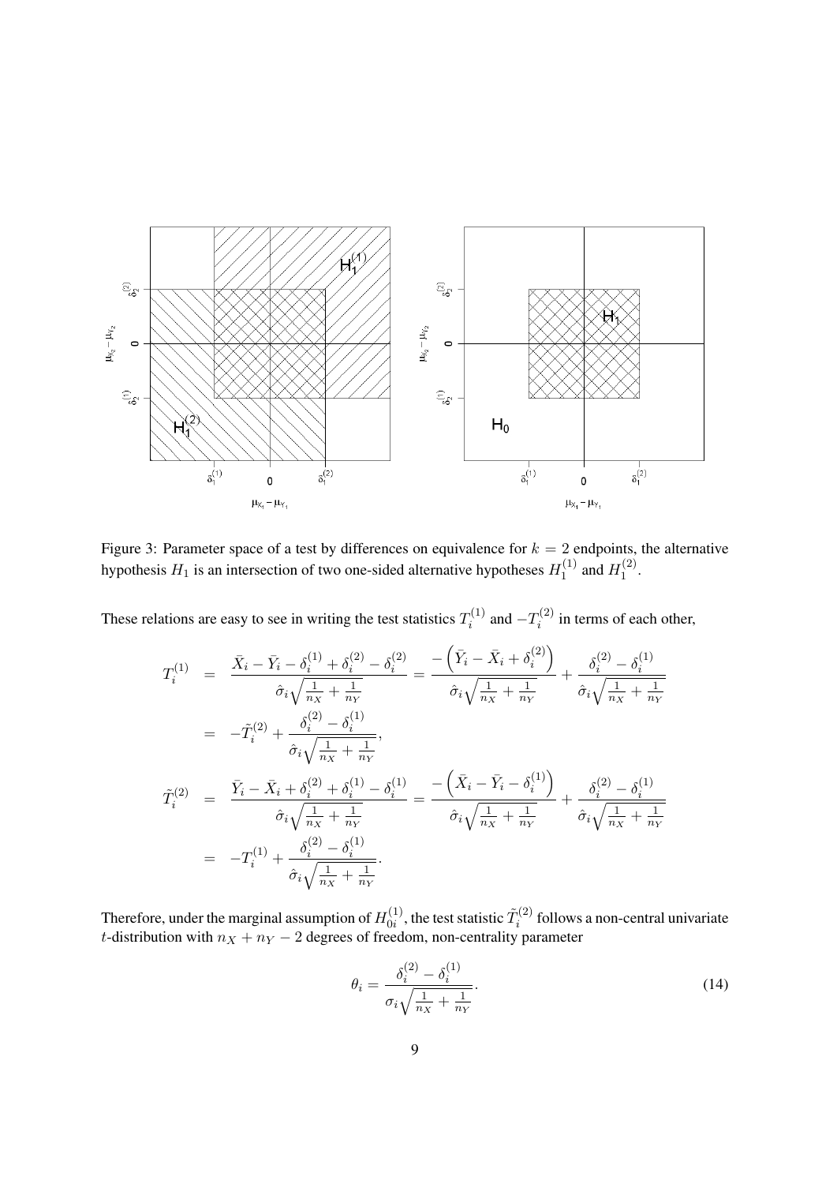H$_1^{(1)}$

H$_1^{(2)}$

$\mu_{X_2} - \mu_{Y_2}$

$\delta_2^{(2)}$

0

$\delta_2^{(1)}$

$\delta_1^{(1)}$ 0 $\delta_1^{(2)}$

$\mu_{X_1} - \mu_{Y_1}$

H$_1$

H$_0$

$\mu_{X_2} - \mu_{Y_2}$

$\delta_2^{(2)}$

0

$\delta_2^{(1)}$

$\delta_1^{(1)}$ 0 $\delta_1^{(2)}$

$\mu_{X_1} - \mu_{Y_1}$

Figure 3: Parameter space of a test by differences on equivalence for $k = 2$ endpoints, the alternative hypothesis $H_1$ is an intersection of two one-sided alternative hypotheses $H_1^{(1)}$ and $H_1^{(2)}$.

These relations are easy to see in writing the test statistics $T_i^{(1)}$ and $-T_i^{(2)}$ in terms of each other,

$$
\begin{aligned}
T_i^{(1)} &= \frac{\bar{X}_i - \bar{Y}_i - \delta_i^{(1)} + \delta_i^{(2)} - \delta_i^{(2)}}{\hat{\sigma}_i \sqrt{\frac{1}{n_X} + \frac{1}{n_Y}}} = \frac{-\left(\bar{Y}_i - \bar{X}_i + \delta_i^{(2)}\right)}{\hat{\sigma}_i \sqrt{\frac{1}{n_X} + \frac{1}{n_Y}}} + \frac{\delta_i^{(2)} - \delta_i^{(1)}}{\hat{\sigma}_i \sqrt{\frac{1}{n_X} + \frac{1}{n_Y}}} \\
&= -\tilde{T}_i^{(2)} + \frac{\delta_i^{(2)} - \delta_i^{(1)}}{\hat{\sigma}_i \sqrt{\frac{1}{n_X} + \frac{1}{n_Y}}}, \\
\tilde{T}_i^{(2)} &= \frac{\bar{Y}_i - \bar{X}_i + \delta_i^{(2)} + \delta_i^{(1)} - \delta_i^{(1)}}{\hat{\sigma}_i \sqrt{\frac{1}{n_X} + \frac{1}{n_Y}}} = \frac{-\left(\bar{X}_i - \bar{Y}_i - \delta_i^{(1)}\right)}{\hat{\sigma}_i \sqrt{\frac{1}{n_X} + \frac{1}{n_Y}}} + \frac{\delta_i^{(2)} - \delta_i^{(1)}}{\hat{\sigma}_i \sqrt{\frac{1}{n_X} + \frac{1}{n_Y}}} \\
&= -T_i^{(1)} + \frac{\delta_i^{(2)} - \delta_i^{(1)}}{\hat{\sigma}_i \sqrt{\frac{1}{n_X} + \frac{1}{n_Y}}}.
\end{aligned}
$$

Therefore, under the marginal assumption of $H_{0i}^{(1)}$, the test statistic $\tilde{T}_i^{(2)}$ follows a non-central univariate $t$-distribution with $n_X + n_Y - 2$ degrees of freedom, non-centrality parameter

$$
\theta_i = \frac{\delta_i^{(2)} - \delta_i^{(1)}}{\sigma_i \sqrt{\frac{1}{n_X} + \frac{1}{n_Y}}}. \tag{14}
$$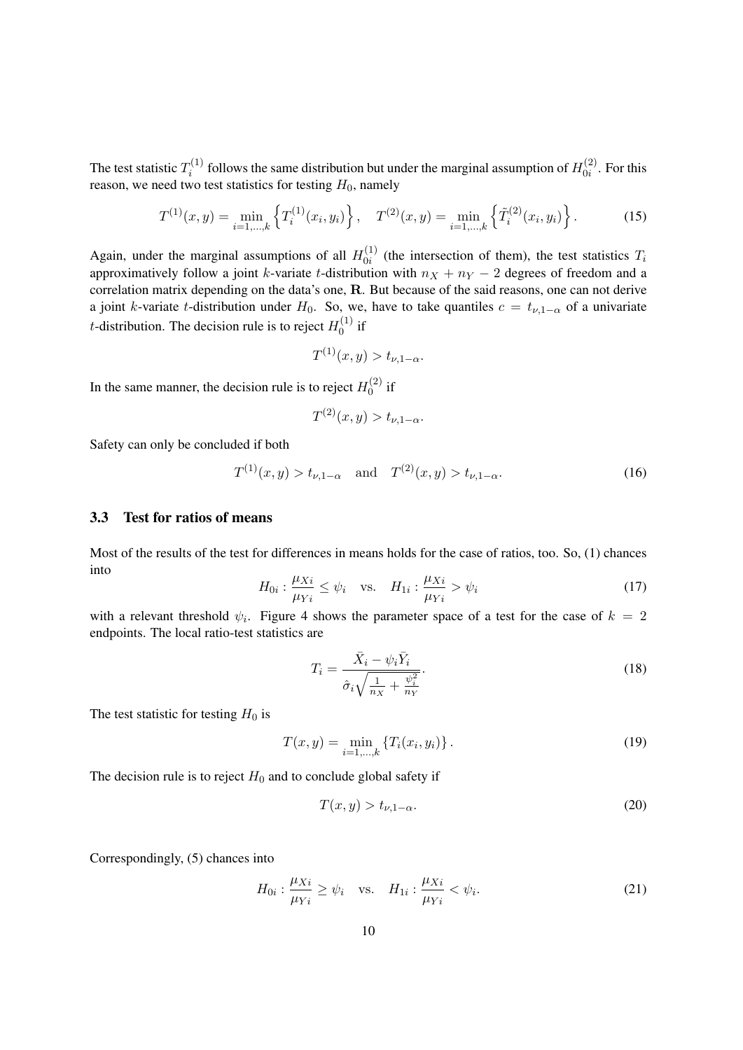The test statistic $T_i^{(1)}$ follows the same distribution but under the marginal assumption of $H_{0i}^{(2)}$. For this reason, we need two test statistics for testing $H_0$, namely

$$T^{(1)}(x,y) = \min_{i=1,\ldots,k} \left\{ T_i^{(1)}(x_i,y_i) \right\}, \quad T^{(2)}(x,y) = \min_{i=1,\ldots,k} \left\{ \tilde{T}_i^{(2)}(x_i,y_i) \right\}. \tag{15}$$

Again, under the marginal assumptions of all $H_{0i}^{(1)}$ (the intersection of them), the test statistics $T_i$ approximatively follow a joint $k$-variate $t$-distribution with $n_X + n_Y - 2$ degrees of freedom and a correlation matrix depending on the data's one, $\mathbf{R}$. But because of the said reasons, one can not derive a joint $k$-variate $t$-distribution under $H_0$. So, we, have to take quantiles $c = t_{\nu,1-\alpha}$ of a univariate $t$-distribution. The decision rule is to reject $H_0^{(1)}$ if

$$T^{(1)}(x,y) > t_{\nu,1-\alpha}.$$

In the same manner, the decision rule is to reject $H_0^{(2)}$ if

$$T^{(2)}(x,y) > t_{\nu,1-\alpha}.$$

Safety can only be concluded if both

$$T^{(1)}(x,y) > t_{\nu,1-\alpha} \quad \text{and} \quad T^{(2)}(x,y) > t_{\nu,1-\alpha}. \tag{16}$$

### 3.3 Test for ratios of means

Most of the results of the test for differences in means holds for the case of ratios, too. So, (1) chances into

$$H_{0i} : \frac{\mu_{Xi}}{\mu_{Yi}} \leq \psi_i \quad \text{vs.} \quad H_{1i} : \frac{\mu_{Xi}}{\mu_{Yi}} > \psi_i \tag{17}$$

with a relevant threshold $\psi_i$. Figure 4 shows the parameter space of a test for the case of $k = 2$ endpoints. The local ratio-test statistics are

$$T_i = \frac{\bar{X}_i - \psi_i \bar{Y}_i}{\hat{\sigma}_i \sqrt{\frac{1}{n_X} + \frac{\psi_i^2}{n_Y}}}. \tag{18}$$

The test statistic for testing $H_0$ is

$$T(x,y) = \min_{i=1,\ldots,k} \left\{ T_i(x_i,y_i) \right\}. \tag{19}$$

The decision rule is to reject $H_0$ and to conclude global safety if

$$T(x,y) > t_{\nu,1-\alpha}. \tag{20}$$

Correspondingly, (5) chances into

$$H_{0i} : \frac{\mu_{Xi}}{\mu_{Yi}} \geq \psi_i \quad \text{vs.} \quad H_{1i} : \frac{\mu_{Xi}}{\mu_{Yi}} < \psi_i. \tag{21}$$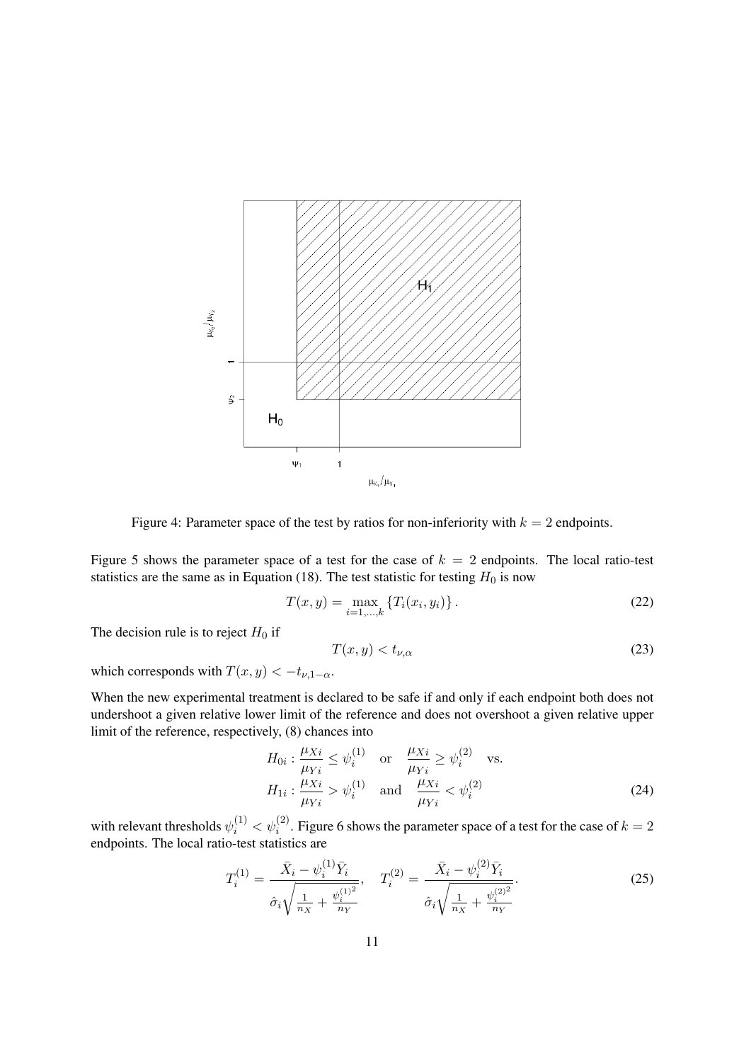H1

H0

$\mu_{X_2}/\mu_{Y_2}$

1

$\psi_2$

$\psi_1$

1

$\mu_{X_1}/\mu_{Y_1}$

Figure 4: Parameter space of the test by ratios for non-inferiority with $k = 2$ endpoints.

Figure 5 shows the parameter space of a test for the case of $k = 2$ endpoints. The local ratio-test statistics are the same as in Equation (18). The test statistic for testing $H_0$ is now

$$T(x, y) = \max_{i=1,\ldots,k} \{T_i(x_i, y_i)\}. \tag{22}$$

The decision rule is to reject $H_0$ if

$$T(x, y) < t_{\nu,\alpha} \tag{23}$$

which corresponds with $T(x, y) < -t_{\nu,1-\alpha}$.

When the new experimental treatment is declared to be safe if and only if each endpoint both does not undershoot a given relative lower limit of the reference and does not overshoot a given relative upper limit of the reference, respectively, (8) chances into

$$\begin{aligned} H_{0i} &: \frac{\mu_{Xi}}{\mu_{Yi}} \leq \psi_i^{(1)} \quad \text{or} \quad \frac{\mu_{Xi}}{\mu_{Yi}} \geq \psi_i^{(2)} \quad \text{vs.} \\ H_{1i} &: \frac{\mu_{Xi}}{\mu_{Yi}} > \psi_i^{(1)} \quad \text{and} \quad \frac{\mu_{Xi}}{\mu_{Yi}} < \psi_i^{(2)} \end{aligned} \tag{24}$$

with relevant thresholds $\psi_i^{(1)} < \psi_i^{(2)}$. Figure 6 shows the parameter space of a test for the case of $k = 2$ endpoints. The local ratio-test statistics are

$$T_i^{(1)} = \frac{\bar{X}_i - \psi_i^{(1)} \bar{Y}_i}{\hat{\sigma}_i \sqrt{\frac{1}{n_X} + \frac{\psi_i^{(1)^2}}{n_Y}}}, \quad T_i^{(2)} = \frac{\bar{X}_i - \psi_i^{(2)} \bar{Y}_i}{\hat{\sigma}_i \sqrt{\frac{1}{n_X} + \frac{\psi_i^{(2)^2}}{n_Y}}}. \tag{25}$$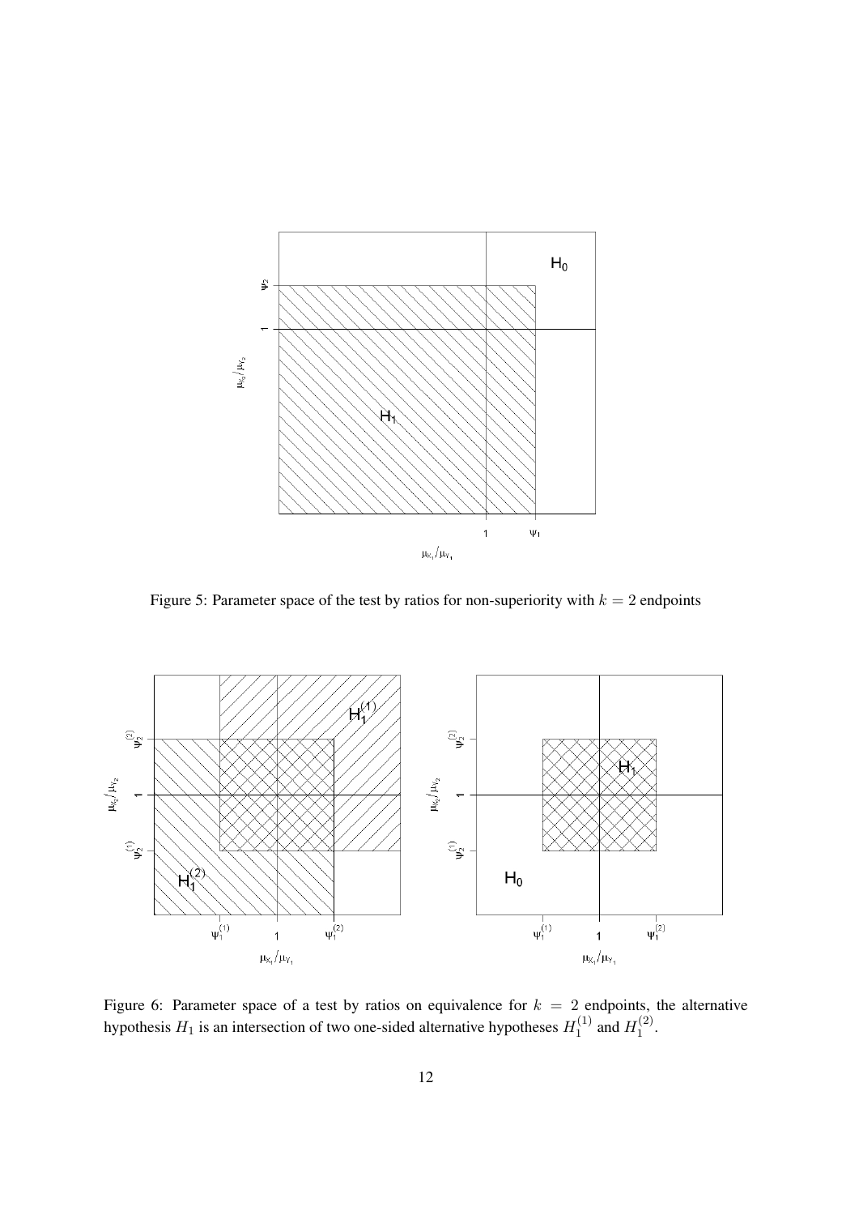$H_0$

$\psi_2$

1

$\mu_{X_2}/\mu_{Y_2}$

$H_1$

1 $\psi_1$

$\mu_{X_1}/\mu_{Y_1}$

Figure 5: Parameter space of the test by ratios for non-superiority with $k = 2$ endpoints

$H_1^{(1)}$

$\psi_2^{(2)}$

$\mu_{X_2}/\mu_{Y_2}$ 1

$\psi_2^{(1)}$

$H_1^{(2)}$

$\psi_1^{(1)}$ 1 $\psi_1^{(2)}$

$\mu_{X_1}/\mu_{Y_1}$

$\psi_2^{(2)}$

$H_1$

$\mu_{X_2}/\mu_{Y_2}$ 1

$\psi_2^{(1)}$

$H_0$

$\psi_1^{(1)}$ 1 $\psi_1^{(2)}$

$\mu_{X_1}/\mu_{Y_1}$

Figure 6: Parameter space of a test by ratios on equivalence for $k = 2$ endpoints, the alternative hypothesis $H_1$ is an intersection of two one-sided alternative hypotheses $H_1^{(1)}$ and $H_1^{(2)}$.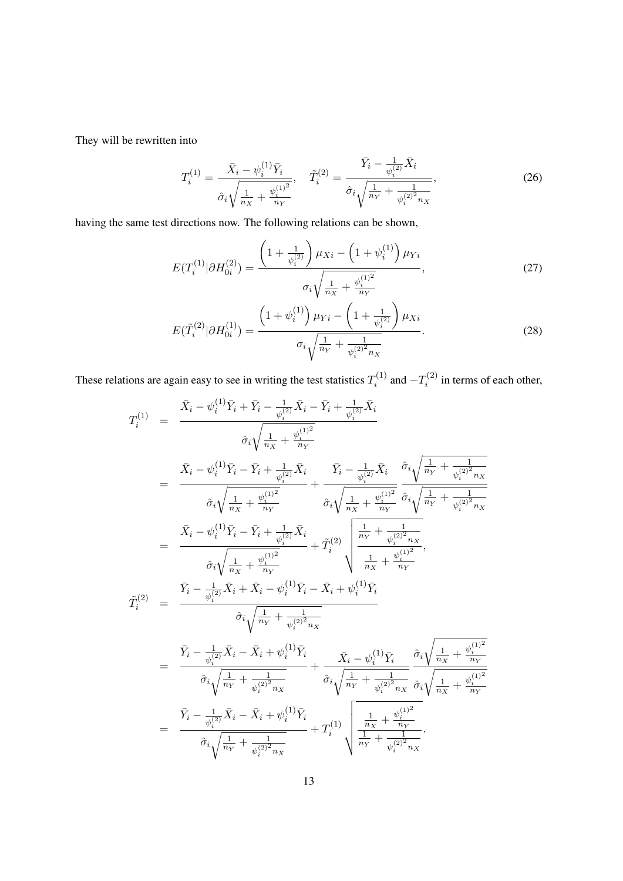They will be rewritten into

$$T_i^{(1)} = \frac{\bar{X}_i - \psi_i^{(1)}\bar{Y}_i}{\hat{\sigma}_i\sqrt{\frac{1}{n_X} + \frac{{\psi_i^{(1)}}^2}{n_Y}}}, \quad \tilde{T}_i^{(2)} = \frac{\bar{Y}_i - \frac{1}{\psi_i^{(2)}}\bar{X}_i}{\hat{\sigma}_i\sqrt{\frac{1}{n_Y} + \frac{1}{{\psi_i^{(2)}}^2 n_X}}}, \tag{26}$$

having the same test directions now. The following relations can be shown,

$$E(T_i^{(1)}|\partial H_{0i}^{(2)}) = \frac{\left(1 + \frac{1}{\psi_i^{(2)}}\right)\mu_{Xi} - \left(1 + \psi_i^{(1)}\right)\mu_{Yi}}{\sigma_i\sqrt{\frac{1}{n_X} + \frac{{\psi_i^{(1)}}^2}{n_Y}}}, \tag{27}$$

$$E(\tilde{T}_i^{(2)}|\partial H_{0i}^{(1)}) = \frac{\left(1 + \psi_i^{(1)}\right)\mu_{Yi} - \left(1 + \frac{1}{\psi_i^{(2)}}\right)\mu_{Xi}}{\sigma_i\sqrt{\frac{1}{n_Y} + \frac{1}{{\psi_i^{(2)}}^2 n_X}}}. \tag{28}$$

These relations are again easy to see in writing the test statistics $T_i^{(1)}$ and $-T_i^{(2)}$ in terms of each other,

$$\begin{aligned}
T_i^{(1)} &= \frac{\bar{X}_i - \psi_i^{(1)}\bar{Y}_i + \bar{Y}_i - \frac{1}{\psi_i^{(2)}}\bar{X}_i - \bar{Y}_i + \frac{1}{\psi_i^{(2)}}\bar{X}_i}{\hat{\sigma}_i\sqrt{\frac{1}{n_X} + \frac{{\psi_i^{(1)}}^2}{n_Y}}} \\
&= \frac{\bar{X}_i - \psi_i^{(1)}\bar{Y}_i - \bar{Y}_i + \frac{1}{\psi_i^{(2)}}\bar{X}_i}{\hat{\sigma}_i\sqrt{\frac{1}{n_X} + \frac{{\psi_i^{(1)}}^2}{n_Y}}} + \frac{\bar{Y}_i - \frac{1}{\psi_i^{(2)}}\bar{X}_i}{\hat{\sigma}_i\sqrt{\frac{1}{n_X} + \frac{{\psi_i^{(1)}}^2}{n_Y}}} \, \frac{\hat{\sigma}_i\sqrt{\frac{1}{n_Y} + \frac{1}{{\psi_i^{(2)}}^2 n_X}}}{\hat{\sigma}_i\sqrt{\frac{1}{n_Y} + \frac{1}{{\psi_i^{(2)}}^2 n_X}}} \\
&= \frac{\bar{X}_i - \psi_i^{(1)}\bar{Y}_i - \bar{Y}_i + \frac{1}{\psi_i^{(2)}}\bar{X}_i}{\hat{\sigma}_i\sqrt{\frac{1}{n_X} + \frac{{\psi_i^{(1)}}^2}{n_Y}}} + \tilde{T}_i^{(2)}\sqrt{\frac{\frac{1}{n_Y} + \frac{1}{{\psi_i^{(2)}}^2 n_X}}{\frac{1}{n_X} + \frac{{\psi_i^{(1)}}^2}{n_Y}}}, \\
\tilde{T}_i^{(2)} &= \frac{\bar{Y}_i - \frac{1}{\psi_i^{(2)}}\bar{X}_i + \bar{X}_i - \psi_i^{(1)}\bar{Y}_i - \bar{X}_i + \psi_i^{(1)}\bar{Y}_i}{\hat{\sigma}_i\sqrt{\frac{1}{n_Y} + \frac{1}{{\psi_i^{(2)}}^2 n_X}}} \\
&= \frac{\bar{Y}_i - \frac{1}{\psi_i^{(2)}}\bar{X}_i - \bar{X}_i + \psi_i^{(1)}\bar{Y}_i}{\hat{\sigma}_i\sqrt{\frac{1}{n_Y} + \frac{1}{{\psi_i^{(2)}}^2 n_X}}} + \frac{\bar{X}_i - \psi_i^{(1)}\bar{Y}_i}{\hat{\sigma}_i\sqrt{\frac{1}{n_Y} + \frac{1}{{\psi_i^{(2)}}^2 n_X}}} \, \frac{\hat{\sigma}_i\sqrt{\frac{1}{n_X} + \frac{{\psi_i^{(1)}}^2}{n_Y}}}{\hat{\sigma}_i\sqrt{\frac{1}{n_X} + \frac{{\psi_i^{(1)}}^2}{n_Y}}} \\
&= \frac{\bar{Y}_i - \frac{1}{\psi_i^{(2)}}\bar{X}_i - \bar{X}_i + \psi_i^{(1)}\bar{Y}_i}{\hat{\sigma}_i\sqrt{\frac{1}{n_Y} + \frac{1}{{\psi_i^{(2)}}^2 n_X}}} + T_i^{(1)}\sqrt{\frac{\frac{1}{n_X} + \frac{{\psi_i^{(1)}}^2}{n_Y}}{\frac{1}{n_Y} + \frac{1}{{\psi_i^{(2)}}^2 n_X}}}.
\end{aligned}$$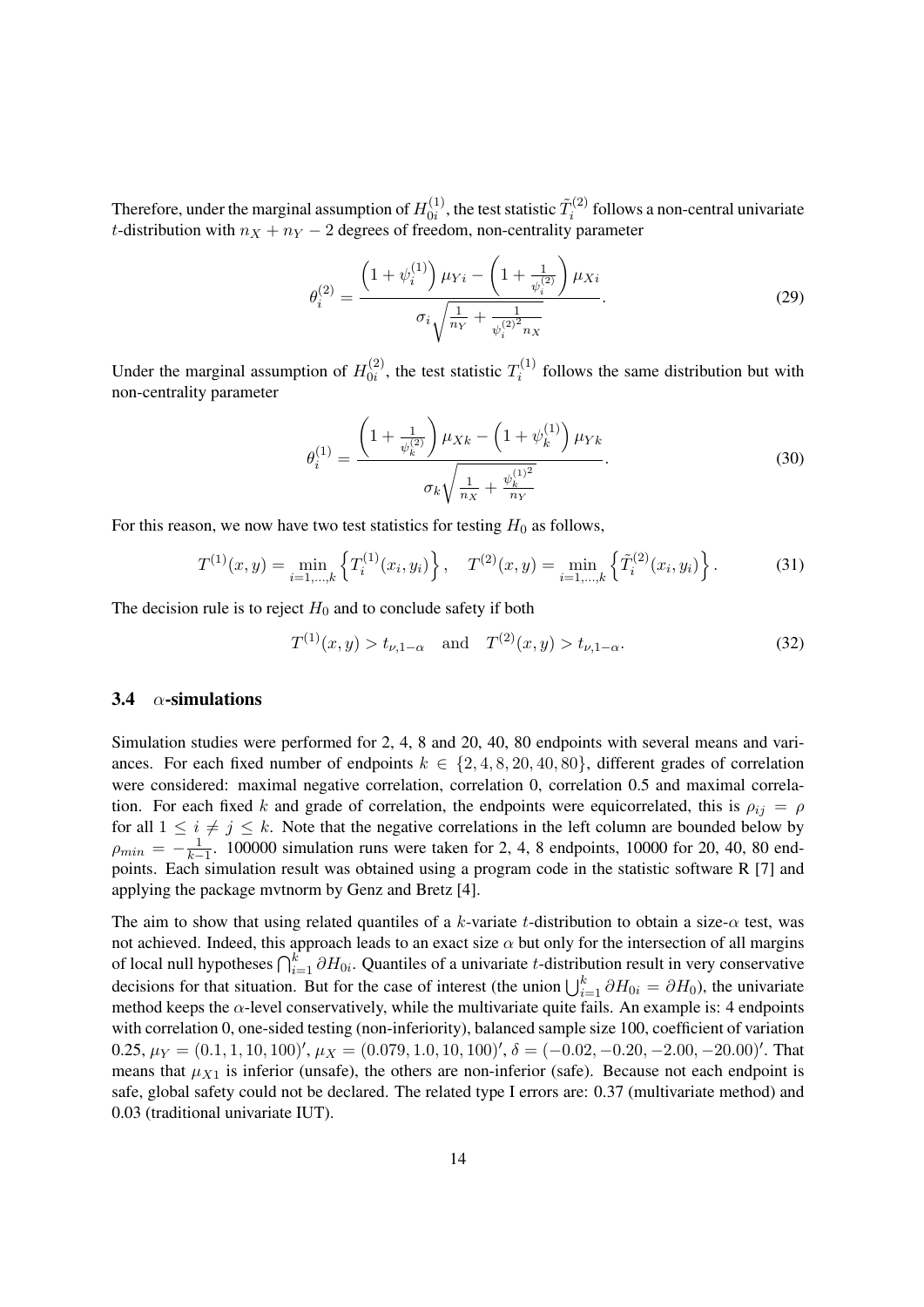Therefore, under the marginal assumption of $H_{0i}^{(1)}$, the test statistic $\tilde{T}_i^{(2)}$ follows a non-central univariate $t$-distribution with $n_X + n_Y - 2$ degrees of freedom, non-centrality parameter

$$\theta_i^{(2)} = \frac{\left(1 + \psi_i^{(1)}\right)\mu_{Yi} - \left(1 + \frac{1}{\psi_i^{(2)}}\right)\mu_{Xi}}{\sigma_i\sqrt{\frac{1}{n_Y} + \frac{1}{\psi_i^{(2)^2} n_X}}}. \tag{29}$$

Under the marginal assumption of $H_{0i}^{(2)}$, the test statistic $T_i^{(1)}$ follows the same distribution but with non-centrality parameter

$$\theta_i^{(1)} = \frac{\left(1 + \frac{1}{\psi_k^{(2)}}\right)\mu_{Xk} - \left(1 + \psi_k^{(1)}\right)\mu_{Yk}}{\sigma_k\sqrt{\frac{1}{n_X} + \frac{\psi_k^{(1)^2}}{n_Y}}}. \tag{30}$$

For this reason, we now have two test statistics for testing $H_0$ as follows,

$$T^{(1)}(x, y) = \min_{i=1,\ldots,k}\left\{T_i^{(1)}(x_i, y_i)\right\}, \quad T^{(2)}(x, y) = \min_{i=1,\ldots,k}\left\{\tilde{T}_i^{(2)}(x_i, y_i)\right\}. \tag{31}$$

The decision rule is to reject $H_0$ and to conclude safety if both

$$T^{(1)}(x, y) > t_{\nu,1-\alpha} \quad \text{and} \quad T^{(2)}(x, y) > t_{\nu,1-\alpha}. \tag{32}$$

### 3.4 $\alpha$-simulations

Simulation studies were performed for 2, 4, 8 and 20, 40, 80 endpoints with several means and variances. For each fixed number of endpoints $k \in \{2, 4, 8, 20, 40, 80\}$, different grades of correlation were considered: maximal negative correlation, correlation 0, correlation 0.5 and maximal correlation. For each fixed $k$ and grade of correlation, the endpoints were equicorrelated, this is $\rho_{ij} = \rho$ for all $1 \leq i \neq j \leq k$. Note that the negative correlations in the left column are bounded below by $\rho_{min} = -\frac{1}{k-1}$. 100000 simulation runs were taken for 2, 4, 8 endpoints, 10000 for 20, 40, 80 endpoints. Each simulation result was obtained using a program code in the statistic software R [7] and applying the package mvtnorm by Genz and Bretz [4].

The aim to show that using related quantiles of a $k$-variate $t$-distribution to obtain a size-$\alpha$ test, was not achieved. Indeed, this approach leads to an exact size $\alpha$ but only for the intersection of all margins of local null hypotheses $\bigcap_{i=1}^{k} \partial H_{0i}$. Quantiles of a univariate $t$-distribution result in very conservative decisions for that situation. But for the case of interest (the union $\bigcup_{i=1}^{k} \partial H_{0i} = \partial H_0$), the univariate method keeps the $\alpha$-level conservatively, while the multivariate quite fails. An example is: 4 endpoints with correlation 0, one-sided testing (non-inferiority), balanced sample size 100, coefficient of variation 0.25, $\mu_Y = (0.1, 1, 10, 100)'$, $\mu_X = (0.079, 1.0, 10, 100)'$, $\delta = (-0.02, -0.20, -2.00, -20.00)'$. That means that $\mu_{X1}$ is inferior (unsafe), the others are non-inferior (safe). Because not each endpoint is safe, global safety could not be declared. The related type I errors are: 0.37 (multivariate method) and 0.03 (traditional univariate IUT).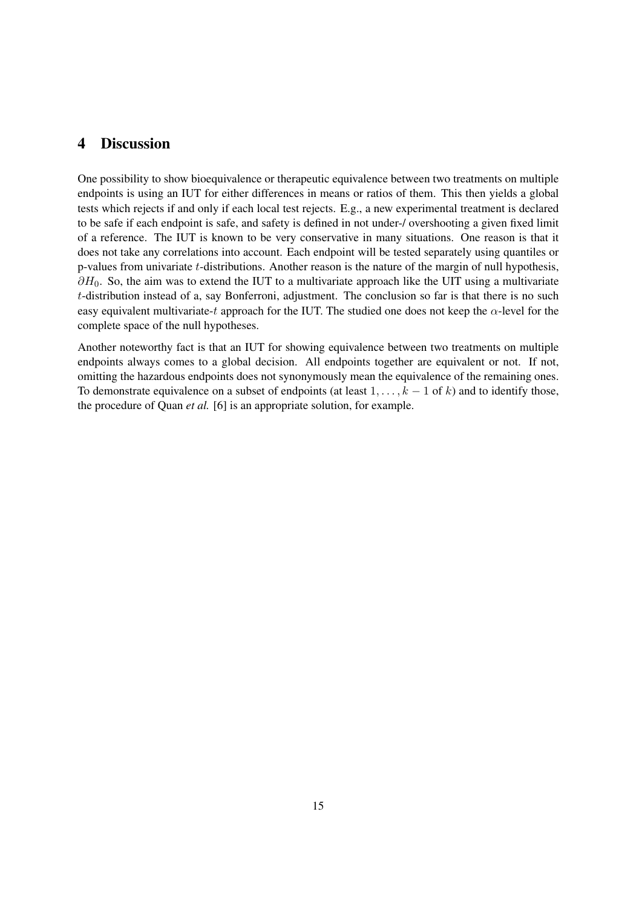## 4 Discussion

One possibility to show bioequivalence or therapeutic equivalence between two treatments on multiple endpoints is using an IUT for either differences in means or ratios of them. This then yields a global tests which rejects if and only if each local test rejects. E.g., a new experimental treatment is declared to be safe if each endpoint is safe, and safety is defined in not under-/ overshooting a given fixed limit of a reference. The IUT is known to be very conservative in many situations. One reason is that it does not take any correlations into account. Each endpoint will be tested separately using quantiles or p-values from univariate $t$-distributions. Another reason is the nature of the margin of null hypothesis, $\partial H_0$. So, the aim was to extend the IUT to a multivariate approach like the UIT using a multivariate $t$-distribution instead of a, say Bonferroni, adjustment. The conclusion so far is that there is no such easy equivalent multivariate-$t$ approach for the IUT. The studied one does not keep the $\alpha$-level for the complete space of the null hypotheses.

Another noteworthy fact is that an IUT for showing equivalence between two treatments on multiple endpoints always comes to a global decision. All endpoints together are equivalent or not. If not, omitting the hazardous endpoints does not synonymously mean the equivalence of the remaining ones. To demonstrate equivalence on a subset of endpoints (at least $1, \ldots, k-1$ of $k$) and to identify those, the procedure of Quan *et al.* [6] is an appropriate solution, for example.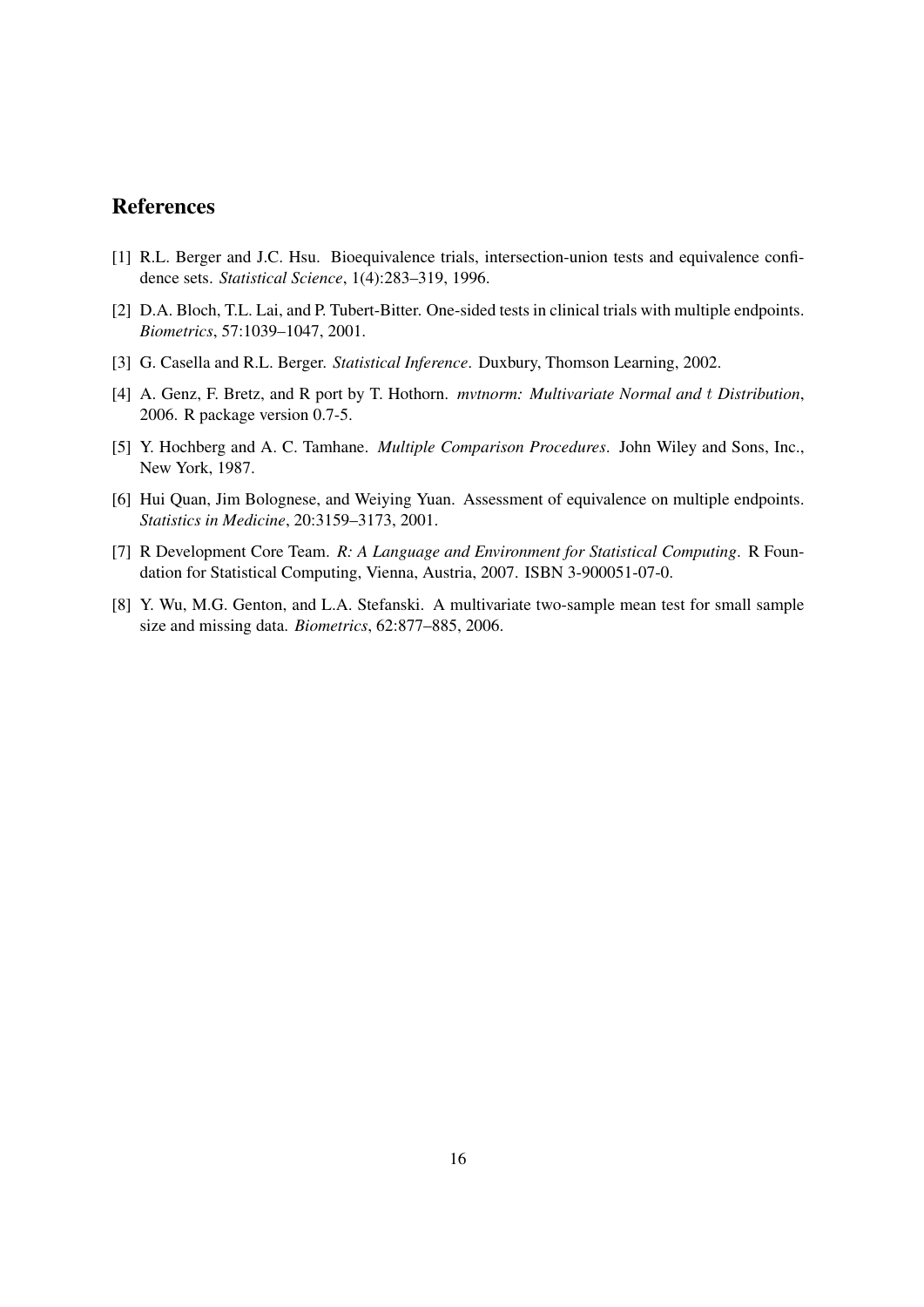## References

[1] R.L. Berger and J.C. Hsu. Bioequivalence trials, intersection-union tests and equivalence confidence sets. *Statistical Science*, 1(4):283–319, 1996.

[2] D.A. Bloch, T.L. Lai, and P. Tubert-Bitter. One-sided tests in clinical trials with multiple endpoints. *Biometrics*, 57:1039–1047, 2001.

[3] G. Casella and R.L. Berger. *Statistical Inference*. Duxbury, Thomson Learning, 2002.

[4] A. Genz, F. Bretz, and R port by T. Hothorn. *mvtnorm: Multivariate Normal and $t$ Distribution*, 2006. R package version 0.7-5.

[5] Y. Hochberg and A. C. Tamhane. *Multiple Comparison Procedures*. John Wiley and Sons, Inc., New York, 1987.

[6] Hui Quan, Jim Bolognese, and Weiying Yuan. Assessment of equivalence on multiple endpoints. *Statistics in Medicine*, 20:3159–3173, 2001.

[7] R Development Core Team. *R: A Language and Environment for Statistical Computing*. R Foundation for Statistical Computing, Vienna, Austria, 2007. ISBN 3-900051-07-0.

[8] Y. Wu, M.G. Genton, and L.A. Stefanski. A multivariate two-sample mean test for small sample size and missing data. *Biometrics*, 62:877–885, 2006.